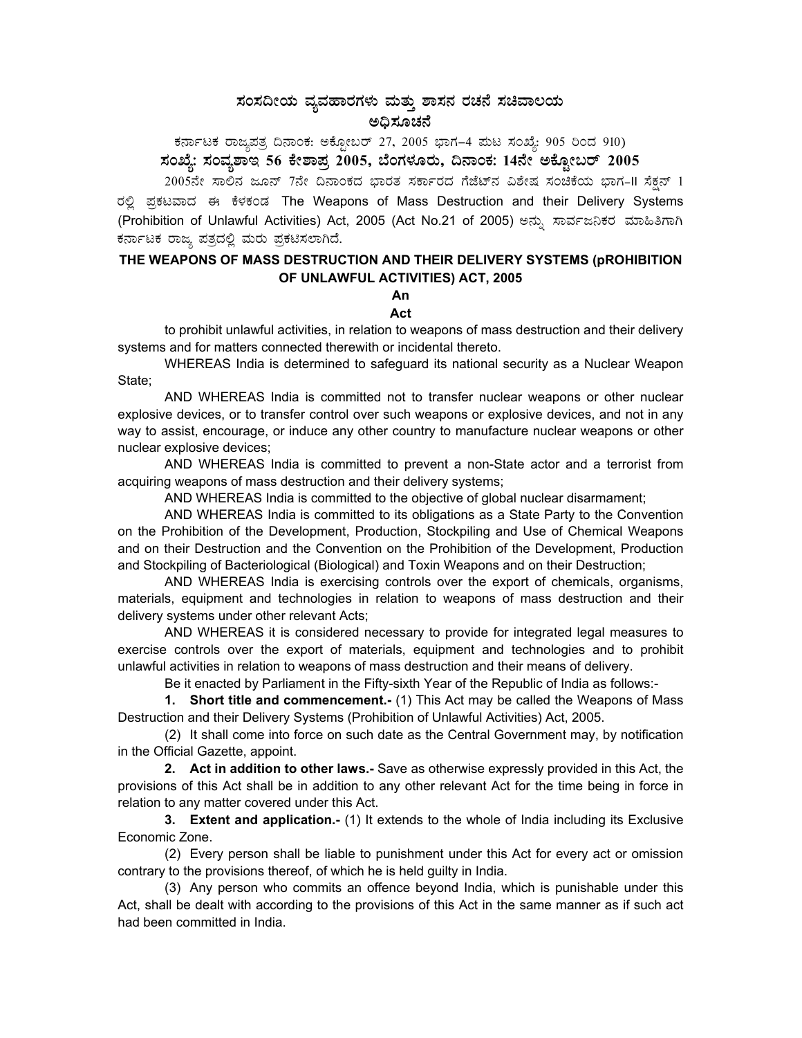# ಸಂಸದೀಯ ವ್ಯವಹಾರಗಳು ಮತ್ತು ಶಾಸನ ರಚನೆ ಸಚಿವಾಲಯ

## ಅಧಿಸೂಚನೆ

ಕರ್ನಾಟಕ ರಾಜ್ಯಪತ್ರ ದಿನಾಂಕ: ಅಕ್ಟೋಬರ್ 27, 2005 ಭಾಗ–4 ಪುಟ ಸಂಖ್ಯೆ: 905 ರಿಂದ 910)

**ಸಂಖ್ಯೆ: ಸಂವ್ಯಶಾಇ 56 ಕೇಶಾಪ್ರ 2005, ಬೆಂಗಳೂರು, ದಿನಾಂಕ: 14ನೇ ಅಕ್ಟೋಬರ್ 2005**

2005ನೇ ಸಾಲಿನ ಜೂನ್ 7ನೇ ದಿನಾಂಕದ ಭಾರತ ಸರ್ಕಾರದ ಗೆಜೆಟ್‌ನ ವಿಶೇಷ ಸಂಚಿಕೆಯ ಭಾಗ-II ಸೆಕ್ಷನ್ 1 ರಲ್ಲಿ ಪ್ರಕಟವಾದ ಈ ಕೆಳಕಂಡ The Weapons of Mass Destruction and their Delivery Systems (Prohibition of Unlawful Activities) Act, 2005 (Act No.21 of 2005) ಅನ್ನು ಸಾರ್ವಜನಿಕರ ಮಾಹಿತಿಗಾಗಿ ಕರ್ನಾಟಕ ರಾಜ್ಯ ಪತ್ರದಲ್ಲಿ ಮರು ಪ್ರಕಟಿಸಲಾಗಿದೆ.

## THE WEAPONS OF MASS DESTRUCTION AND THEIR DELIVERY SYSTEMS (pROHIBITION OF UNLAWFUL ACTIVITIES) ACT, 2005

**An**

**Act**

to prohibit unlawful activities, in relation to weapons of mass destruction and their delivery systems and for matters connected therewith or incidental thereto.

WHEREAS India is determined to safeguard its national security as a Nuclear Weapon State;

AND WHEREAS India is committed not to transfer nuclear weapons or other nuclear explosive devices, or to transfer control over such weapons or explosive devices, and not in any way to assist, encourage, or induce any other country to manufacture nuclear weapons or other nuclear explosive devices;

AND WHEREAS India is committed to prevent a non-State actor and a terrorist from acquiring weapons of mass destruction and their delivery systems;

AND WHEREAS India is committed to the objective of global nuclear disarmament;

AND WHEREAS India is committed to its obligations as a State Party to the Convention on the Prohibition of the Development, Production, Stockpiling and Use of Chemical Weapons and on their Destruction and the Convention on the Prohibition of the Development, Production and Stockpiling of Bacteriological (Biological) and Toxin Weapons and on their Destruction;

AND WHEREAS India is exercising controls over the export of chemicals, organisms, materials, equipment and technologies in relation to weapons of mass destruction and their delivery systems under other relevant Acts;

AND WHEREAS it is considered necessary to provide for integrated legal measures to exercise controls over the export of materials, equipment and technologies and to prohibit unlawful activities in relation to weapons of mass destruction and their means of delivery.

Be it enacted by Parliament in the Fifty-sixth Year of the Republic of India as follows:-

**1. Short title and commencement.-** (1) This Act may be called the Weapons of Mass Destruction and their Delivery Systems (Prohibition of Unlawful Activities) Act, 2005.

(2) It shall come into force on such date as the Central Government may, by notification in the Official Gazette, appoint.

**2. Act in addition to other laws.-** Save as otherwise expressly provided in this Act, the provisions of this Act shall be in addition to any other relevant Act for the time being in force in relation to any matter covered under this Act.

**3. Extent and application.-** (1) It extends to the whole of India including its Exclusive Economic Zone.

(2) Every person shall be liable to punishment under this Act for every act or omission contrary to the provisions thereof, of which he is held guilty in India.

(3) Any person who commits an offence beyond India, which is punishable under this Act, shall be dealt with according to the provisions of this Act in the same manner as if such act had been committed in India.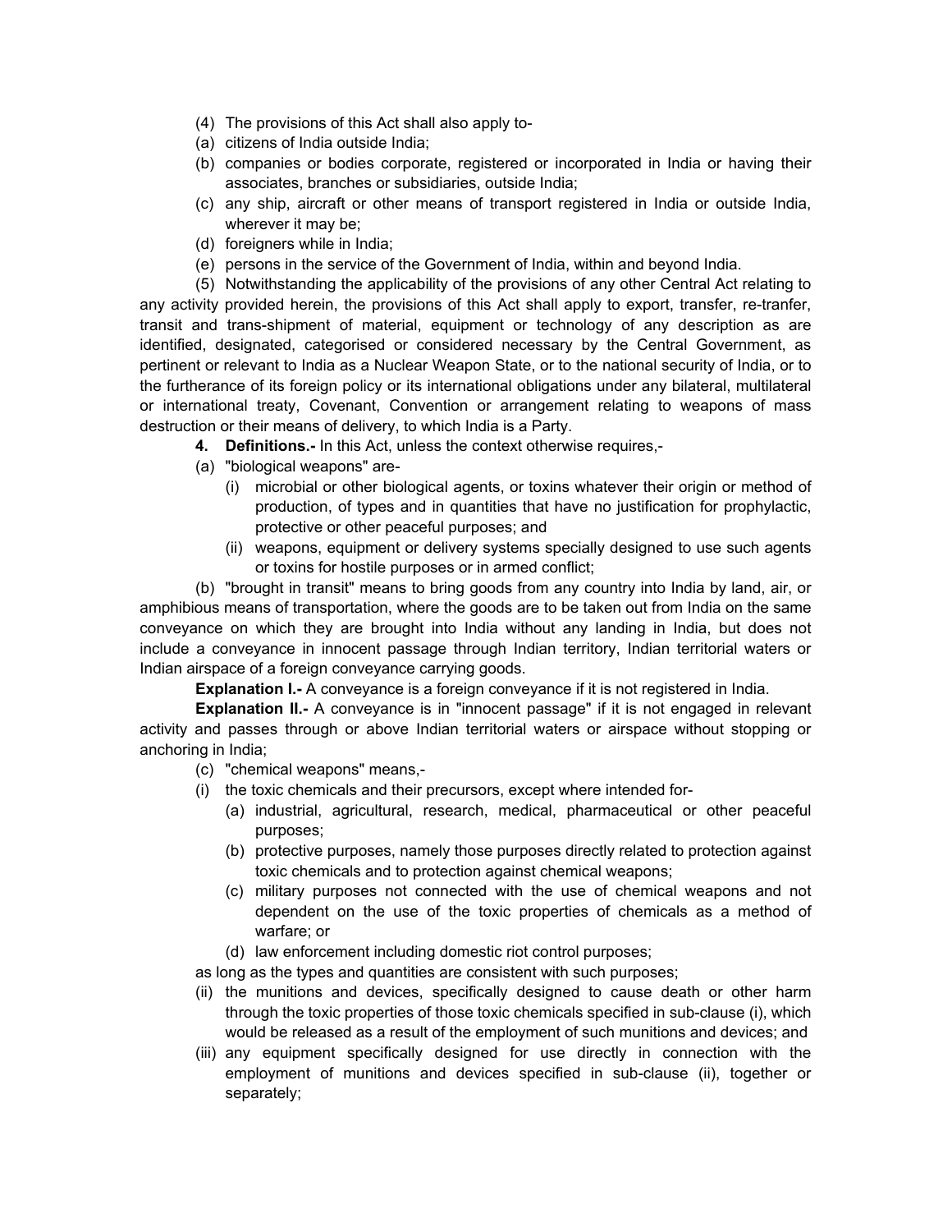(4) The provisions of this Act shall also apply to-

(a) citizens of India outside India;

(b) companies or bodies corporate, registered or incorporated in India or having their associates, branches or subsidiaries, outside India;

(c) any ship, aircraft or other means of transport registered in India or outside India, wherever it may be;

(d) foreigners while in India;

(e) persons in the service of the Government of India, within and beyond India.

(5) Notwithstanding the applicability of the provisions of any other Central Act relating to any activity provided herein, the provisions of this Act shall apply to export, transfer, re-tranfer, transit and trans-shipment of material, equipment or technology of any description as are identified, designated, categorised or considered necessary by the Central Government, as pertinent or relevant to India as a Nuclear Weapon State, or to the national security of India, or to the furtherance of its foreign policy or its international obligations under any bilateral, multilateral or international treaty, Covenant, Convention or arrangement relating to weapons of mass destruction or their means of delivery, to which India is a Party.

**4. Definitions.-** In this Act, unless the context otherwise requires,-

(a) "biological weapons" are-

(i) microbial or other biological agents, or toxins whatever their origin or method of production, of types and in quantities that have no justification for prophylactic, protective or other peaceful purposes; and

(ii) weapons, equipment or delivery systems specially designed to use such agents or toxins for hostile purposes or in armed conflict;

(b) "brought in transit" means to bring goods from any country into India by land, air, or amphibious means of transportation, where the goods are to be taken out from India on the same conveyance on which they are brought into India without any landing in India, but does not include a conveyance in innocent passage through Indian territory, Indian territorial waters or Indian airspace of a foreign conveyance carrying goods.

**Explanation I.-** A conveyance is a foreign conveyance if it is not registered in India.

**Explanation II.-** A conveyance is in "innocent passage" if it is not engaged in relevant activity and passes through or above Indian territorial waters or airspace without stopping or anchoring in India;

(c) "chemical weapons" means,-

(i) the toxic chemicals and their precursors, except where intended for-

(a) industrial, agricultural, research, medical, pharmaceutical or other peaceful purposes;

(b) protective purposes, namely those purposes directly related to protection against toxic chemicals and to protection against chemical weapons;

(c) military purposes not connected with the use of chemical weapons and not dependent on the use of the toxic properties of chemicals as a method of warfare; or

(d) law enforcement including domestic riot control purposes;

as long as the types and quantities are consistent with such purposes;

(ii) the munitions and devices, specifically designed to cause death or other harm through the toxic properties of those toxic chemicals specified in sub-clause (i), which would be released as a result of the employment of such munitions and devices; and

(iii) any equipment specifically designed for use directly in connection with the employment of munitions and devices specified in sub-clause (ii), together or separately;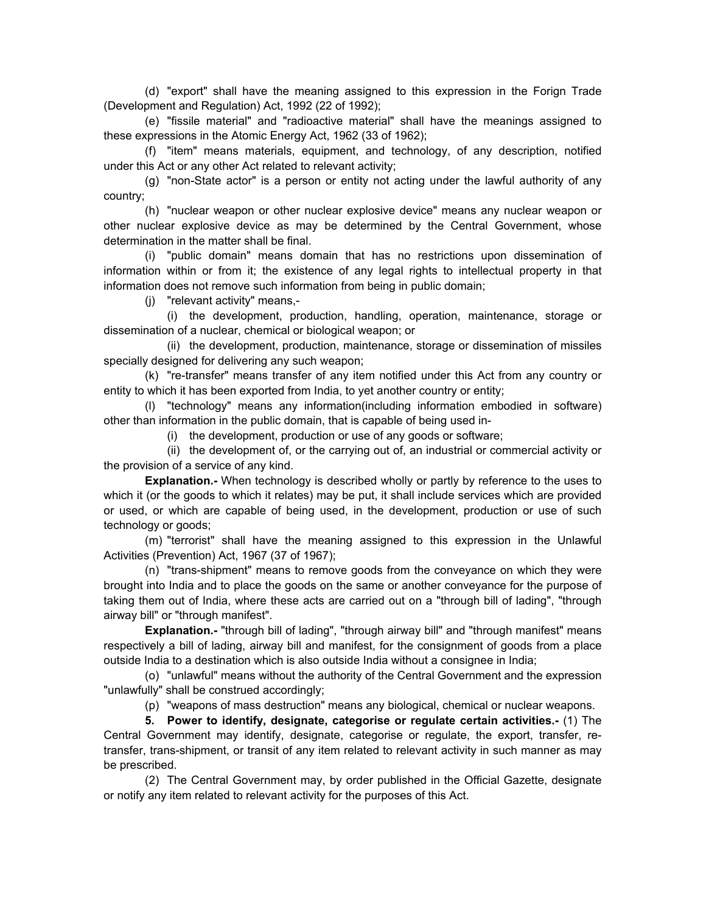(d) "export" shall have the meaning assigned to this expression in the Forign Trade (Development and Regulation) Act, 1992 (22 of 1992);

(e) "fissile material" and "radioactive material" shall have the meanings assigned to these expressions in the Atomic Energy Act, 1962 (33 of 1962);

(f) "item" means materials, equipment, and technology, of any description, notified under this Act or any other Act related to relevant activity;

(g) "non-State actor" is a person or entity not acting under the lawful authority of any country;

(h) "nuclear weapon or other nuclear explosive device" means any nuclear weapon or other nuclear explosive device as may be determined by the Central Government, whose determination in the matter shall be final.

(i) "public domain" means domain that has no restrictions upon dissemination of information within or from it; the existence of any legal rights to intellectual property in that information does not remove such information from being in public domain;

(j) "relevant activity" means,-

(i) the development, production, handling, operation, maintenance, storage or dissemination of a nuclear, chemical or biological weapon; or

(ii) the development, production, maintenance, storage or dissemination of missiles specially designed for delivering any such weapon;

(k) "re-transfer" means transfer of any item notified under this Act from any country or entity to which it has been exported from India, to yet another country or entity;

(l) "technology" means any information(including information embodied in software) other than information in the public domain, that is capable of being used in-

(i) the development, production or use of any goods or software;

(ii) the development of, or the carrying out of, an industrial or commercial activity or the provision of a service of any kind.

**Explanation.-** When technology is described wholly or partly by reference to the uses to which it (or the goods to which it relates) may be put, it shall include services which are provided or used, or which are capable of being used, in the development, production or use of such technology or goods;

(m) "terrorist" shall have the meaning assigned to this expression in the Unlawful Activities (Prevention) Act, 1967 (37 of 1967);

(n) "trans-shipment" means to remove goods from the conveyance on which they were brought into India and to place the goods on the same or another conveyance for the purpose of taking them out of India, where these acts are carried out on a "through bill of lading", "through airway bill" or "through manifest".

**Explanation.-** "through bill of lading", "through airway bill" and "through manifest" means respectively a bill of lading, airway bill and manifest, for the consignment of goods from a place outside India to a destination which is also outside India without a consignee in India;

(o) "unlawful" means without the authority of the Central Government and the expression "unlawfully" shall be construed accordingly;

(p) "weapons of mass destruction" means any biological, chemical or nuclear weapons.

**5. Power to identify, designate, categorise or regulate certain activities.-** (1) The Central Government may identify, designate, categorise or regulate, the export, transfer, re-transfer, trans-shipment, or transit of any item related to relevant activity in such manner as may be prescribed.

(2) The Central Government may, by order published in the Official Gazette, designate or notify any item related to relevant activity for the purposes of this Act.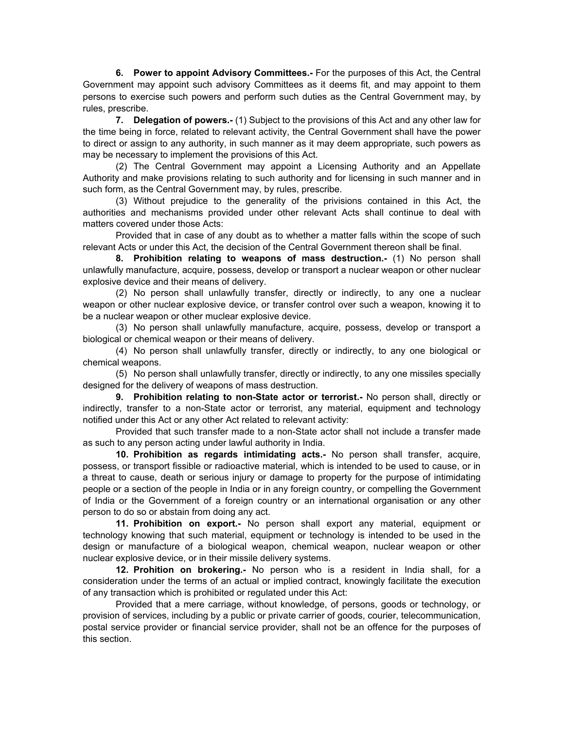**6. Power to appoint Advisory Committees.-** For the purposes of this Act, the Central Government may appoint such advisory Committees as it deems fit, and may appoint to them persons to exercise such powers and perform such duties as the Central Government may, by rules, prescribe.

**7. Delegation of powers.-** (1) Subject to the provisions of this Act and any other law for the time being in force, related to relevant activity, the Central Government shall have the power to direct or assign to any authority, in such manner as it may deem appropriate, such powers as may be necessary to implement the provisions of this Act.

(2) The Central Government may appoint a Licensing Authority and an Appellate Authority and make provisions relating to such authority and for licensing in such manner and in such form, as the Central Government may, by rules, prescribe.

(3) Without prejudice to the generality of the privisions contained in this Act, the authorities and mechanisms provided under other relevant Acts shall continue to deal with matters covered under those Acts:

Provided that in case of any doubt as to whether a matter falls within the scope of such relevant Acts or under this Act, the decision of the Central Government thereon shall be final.

**8. Prohibition relating to weapons of mass destruction.-** (1) No person shall unlawfully manufacture, acquire, possess, develop or transport a nuclear weapon or other nuclear explosive device and their means of delivery.

(2) No person shall unlawfully transfer, directly or indirectly, to any one a nuclear weapon or other nuclear explosive device, or transfer control over such a weapon, knowing it to be a nuclear weapon or other muclear explosive device.

(3) No person shall unlawfully manufacture, acquire, possess, develop or transport a biological or chemical weapon or their means of delivery.

(4) No person shall unlawfully transfer, directly or indirectly, to any one biological or chemical weapons.

(5) No person shall unlawfully transfer, directly or indirectly, to any one missiles specially designed for the delivery of weapons of mass destruction.

**9. Prohibition relating to non-State actor or terrorist.-** No person shall, directly or indirectly, transfer to a non-State actor or terrorist, any material, equipment and technology notified under this Act or any other Act related to relevant activity:

Provided that such transfer made to a non-State actor shall not include a transfer made as such to any person acting under lawful authority in India.

**10. Prohibition as regards intimidating acts.-** No person shall transfer, acquire, possess, or transport fissible or radioactive material, which is intended to be used to cause, or in a threat to cause, death or serious injury or damage to property for the purpose of intimidating people or a section of the people in India or in any foreign country, or compelling the Government of India or the Government of a foreign country or an international organisation or any other person to do so or abstain from doing any act.

**11. Prohibition on export.-** No person shall export any material, equipment or technology knowing that such material, equipment or technology is intended to be used in the design or manufacture of a biological weapon, chemical weapon, nuclear weapon or other nuclear explosive device, or in their missile delivery systems.

**12. Prohition on brokering.-** No person who is a resident in India shall, for a consideration under the terms of an actual or implied contract, knowingly facilitate the execution of any transaction which is prohibited or regulated under this Act:

Provided that a mere carriage, without knowledge, of persons, goods or technology, or provision of services, including by a public or private carrier of goods, courier, telecommunication, postal service provider or financial service provider, shall not be an offence for the purposes of this section.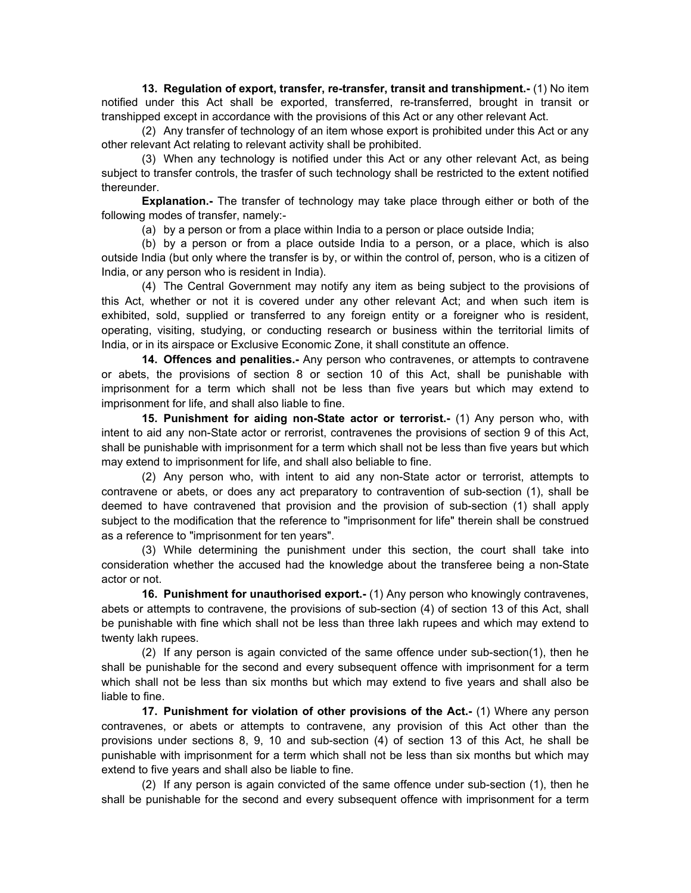**13. Regulation of export, transfer, re-transfer, transit and transhipment.-** (1) No item notified under this Act shall be exported, transferred, re-transferred, brought in transit or transhipped except in accordance with the provisions of this Act or any other relevant Act.

(2) Any transfer of technology of an item whose export is prohibited under this Act or any other relevant Act relating to relevant activity shall be prohibited.

(3) When any technology is notified under this Act or any other relevant Act, as being subject to transfer controls, the trasfer of such technology shall be restricted to the extent notified thereunder.

**Explanation.-** The transfer of technology may take place through either or both of the following modes of transfer, namely:-

(a) by a person or from a place within India to a person or place outside India;

(b) by a person or from a place outside India to a person, or a place, which is also outside India (but only where the transfer is by, or within the control of, person, who is a citizen of India, or any person who is resident in India).

(4) The Central Government may notify any item as being subject to the provisions of this Act, whether or not it is covered under any other relevant Act; and when such item is exhibited, sold, supplied or transferred to any foreign entity or a foreigner who is resident, operating, visiting, studying, or conducting research or business within the territorial limits of India, or in its airspace or Exclusive Economic Zone, it shall constitute an offence.

**14. Offences and penalities.-** Any person who contravenes, or attempts to contravene or abets, the provisions of section 8 or section 10 of this Act, shall be punishable with imprisonment for a term which shall not be less than five years but which may extend to imprisonment for life, and shall also liable to fine.

**15. Punishment for aiding non-State actor or terrorist.-** (1) Any person who, with intent to aid any non-State actor or rerrorist, contravenes the provisions of section 9 of this Act, shall be punishable with imprisonment for a term which shall not be less than five years but which may extend to imprisonment for life, and shall also beliable to fine.

(2) Any person who, with intent to aid any non-State actor or terrorist, attempts to contravene or abets, or does any act preparatory to contravention of sub-section (1), shall be deemed to have contravened that provision and the provision of sub-section (1) shall apply subject to the modification that the reference to "imprisonment for life" therein shall be construed as a reference to "imprisonment for ten years".

(3) While determining the punishment under this section, the court shall take into consideration whether the accused had the knowledge about the transferee being a non-State actor or not.

**16. Punishment for unauthorised export.-** (1) Any person who knowingly contravenes, abets or attempts to contravene, the provisions of sub-section (4) of section 13 of this Act, shall be punishable with fine which shall not be less than three lakh rupees and which may extend to twenty lakh rupees.

(2) If any person is again convicted of the same offence under sub-section(1), then he shall be punishable for the second and every subsequent offence with imprisonment for a term which shall not be less than six months but which may extend to five years and shall also be liable to fine.

**17. Punishment for violation of other provisions of the Act.-** (1) Where any person contravenes, or abets or attempts to contravene, any provision of this Act other than the provisions under sections 8, 9, 10 and sub-section (4) of section 13 of this Act, he shall be punishable with imprisonment for a term which shall not be less than six months but which may extend to five years and shall also be liable to fine.

(2) If any person is again convicted of the same offence under sub-section (1), then he shall be punishable for the second and every subsequent offence with imprisonment for a term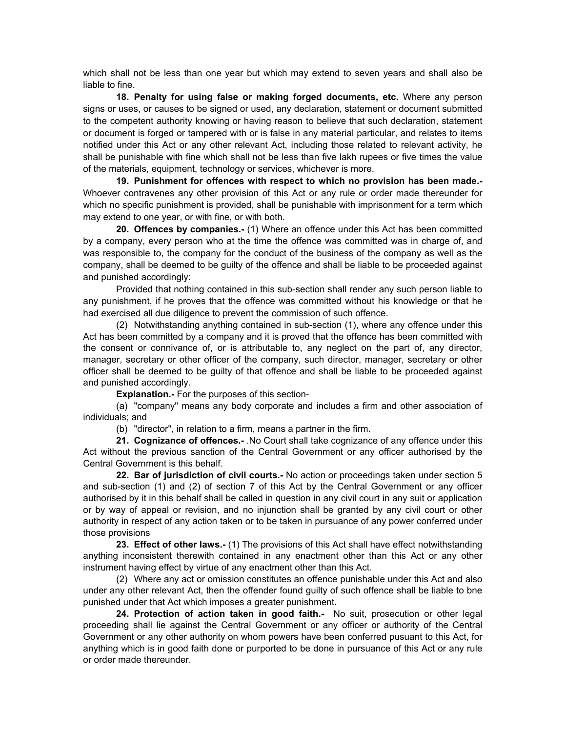which shall not be less than one year but which may extend to seven years and shall also be liable to fine.

**18. Penalty for using false or making forged documents, etc.** Where any person signs or uses, or causes to be signed or used, any declaration, statement or document submitted to the competent authority knowing or having reason to believe that such declaration, statement or document is forged or tampered with or is false in any material particular, and relates to items notified under this Act or any other relevant Act, including those related to relevant activity, he shall be punishable with fine which shall not be less than five lakh rupees or five times the value of the materials, equipment, technology or services, whichever is more.

**19. Punishment for offences with respect to which no provision has been made.-** Whoever contravenes any other provision of this Act or any rule or order made thereunder for which no specific punishment is provided, shall be punishable with imprisonment for a term which may extend to one year, or with fine, or with both.

**20. Offences by companies.-** (1) Where an offence under this Act has been committed by a company, every person who at the time the offence was committed was in charge of, and was responsible to, the company for the conduct of the business of the company as well as the company, shall be deemed to be guilty of the offence and shall be liable to be proceeded against and punished accordingly:

Provided that nothing contained in this sub-section shall render any such person liable to any punishment, if he proves that the offence was committed without his knowledge or that he had exercised all due diligence to prevent the commission of such offence.

(2) Notwithstanding anything contained in sub-section (1), where any offence under this Act has been committed by a company and it is proved that the offence has been committed with the consent or connivance of, or is attributable to, any neglect on the part of, any director, manager, secretary or other officer of the company, such director, manager, secretary or other officer shall be deemed to be guilty of that offence and shall be liable to be proceeded against and punished accordingly.

**Explanation.-** For the purposes of this section-

(a) "company" means any body corporate and includes a firm and other association of individuals; and

(b) "director", in relation to a firm, means a partner in the firm.

**21. Cognizance of offences.-** .No Court shall take cognizance of any offence under this Act without the previous sanction of the Central Government or any officer authorised by the Central Government is this behalf.

**22. Bar of jurisdiction of civil courts.-** No action or proceedings taken under section 5 and sub-section (1) and (2) of section 7 of this Act by the Central Government or any officer authorised by it in this behalf shall be called in question in any civil court in any suit or application or by way of appeal or revision, and no injunction shall be granted by any civil court or other authority in respect of any action taken or to be taken in pursuance of any power conferred under those provisions

**23. Effect of other laws.-** (1) The provisions of this Act shall have effect notwithstanding anything inconsistent therewith contained in any enactment other than this Act or any other instrument having effect by virtue of any enactment other than this Act.

(2) Where any act or omission constitutes an offence punishable under this Act and also under any other relevant Act, then the offender found guilty of such offence shall be liable to bne punished under that Act which imposes a greater punishment.

**24. Protection of action taken in good faith.-** No suit, prosecution or other legal proceeding shall lie against the Central Government or any officer or authority of the Central Government or any other authority on whom powers have been conferred pusuant to this Act, for anything which is in good faith done or purported to be done in pursuance of this Act or any rule or order made thereunder.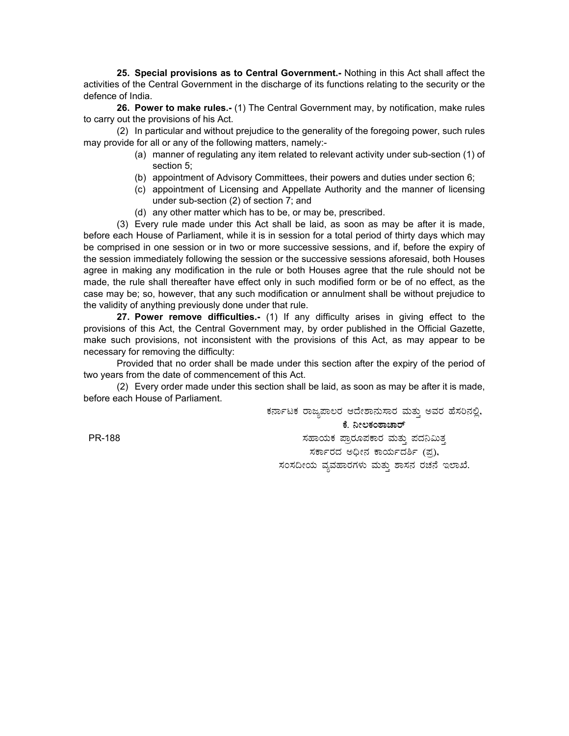**25. Special provisions as to Central Government.-** Nothing in this Act shall affect the activities of the Central Government in the discharge of its functions relating to the security or the defence of India.

**26. Power to make rules.-** (1) The Central Government may, by notification, make rules to carry out the provisions of his Act.

(2) In particular and without prejudice to the generality of the foregoing power, such rules may provide for all or any of the following matters, namely:-

(a) manner of regulating any item related to relevant activity under sub-section (1) of section 5;

(b) appointment of Advisory Committees, their powers and duties under section 6;

(c) appointment of Licensing and Appellate Authority and the manner of licensing under sub-section (2) of section 7; and

(d) any other matter which has to be, or may be, prescribed.

(3) Every rule made under this Act shall be laid, as soon as may be after it is made, before each House of Parliament, while it is in session for a total period of thirty days which may be comprised in one session or in two or more successive sessions, and if, before the expiry of the session immediately following the session or the successive sessions aforesaid, both Houses agree in making any modification in the rule or both Houses agree that the rule should not be made, the rule shall thereafter have effect only in such modified form or be of no effect, as the case may be; so, however, that any such modification or annulment shall be without prejudice to the validity of anything previously done under that rule.

**27. Power remove difficulties.-** (1) If any difficulty arises in giving effect to the provisions of this Act, the Central Government may, by order published in the Official Gazette, make such provisions, not inconsistent with the provisions of this Act, as may appear to be necessary for removing the difficulty:

Provided that no order shall be made under this section after the expiry of the period of two years from the date of commencement of this Act.

(2) Every order made under this section shall be laid, as soon as may be after it is made, before each House of Parliament.

ಕರ್ನಾಟಕ ರಾಜ್ಯಪಾಲರ ಆದೇಶಾನುಸಾರ ಮತ್ತು ಅವರ ಹೆಸರಿನಲ್ಲಿ,

**ಕೆ. ನೀಲಕಂಠಾಚಾರ್**

ಸಹಾಯಕ ಪ್ರಾರೂಪಕಾರ ಮತ್ತು ಪದನಿಮಿತ್ತ

ಸರ್ಕಾರದ ಅಧೀನ ಕಾರ್ಯದರ್ಶಿ (ಪ್ರ),

ಸಂಸದೀಯ ವ್ಯವಹಾರಗಳು ಮತ್ತು ಶಾಸನ ರಚನೆ ಇಲಾಖೆ.

PR-188